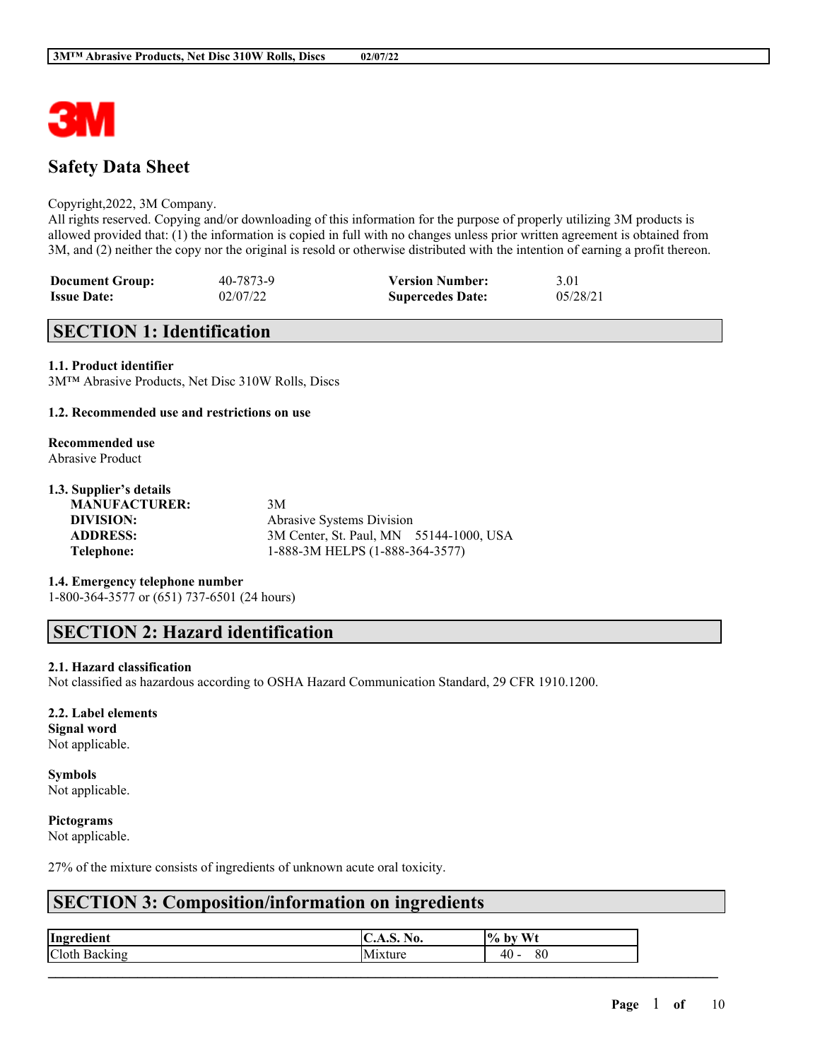# Safety Data Sheet

Copyright,2022, 3M Company.
All rights reserved. Copying and/or downloading of this information for the purpose of properly utilizing 3M products is allowed provided that: (1) the information is copied in full with no changes unless prior written agreement is obtained from 3M, and (2) neither the copy nor the original is resold or otherwise distributed with the intention of earning a profit thereon.

| | | | |
|---|---|---|---|
| **Document Group:** | 40-7873-9 | **Version Number:** | 3.01 |
| **Issue Date:** | 02/07/22 | **Supercedes Date:** | 05/28/21 |

## SECTION 1: Identification

### 1.1. Product identifier

3M™ Abrasive Products, Net Disc 310W Rolls, Discs

### 1.2. Recommended use and restrictions on use

**Recommended use**
Abrasive Product

### 1.3. Supplier's details

| | |
|---|---|
| **MANUFACTURER:** | 3M |
| **DIVISION:** | Abrasive Systems Division |
| **ADDRESS:** | 3M Center, St. Paul, MN 55144-1000, USA |
| **Telephone:** | 1-888-3M HELPS (1-888-364-3577) |

### 1.4. Emergency telephone number

1-800-364-3577 or (651) 737-6501 (24 hours)

## SECTION 2: Hazard identification

### 2.1. Hazard classification

Not classified as hazardous according to OSHA Hazard Communication Standard, 29 CFR 1910.1200.

### 2.2. Label elements

**Signal word**
Not applicable.

**Symbols**
Not applicable.

**Pictograms**
Not applicable.

27% of the mixture consists of ingredients of unknown acute oral toxicity.

## SECTION 3: Composition/information on ingredients

| Ingredient | C.A.S. No. | % by Wt |
|---|---|---|
| Cloth Backing | Mixture | 40 - 80 |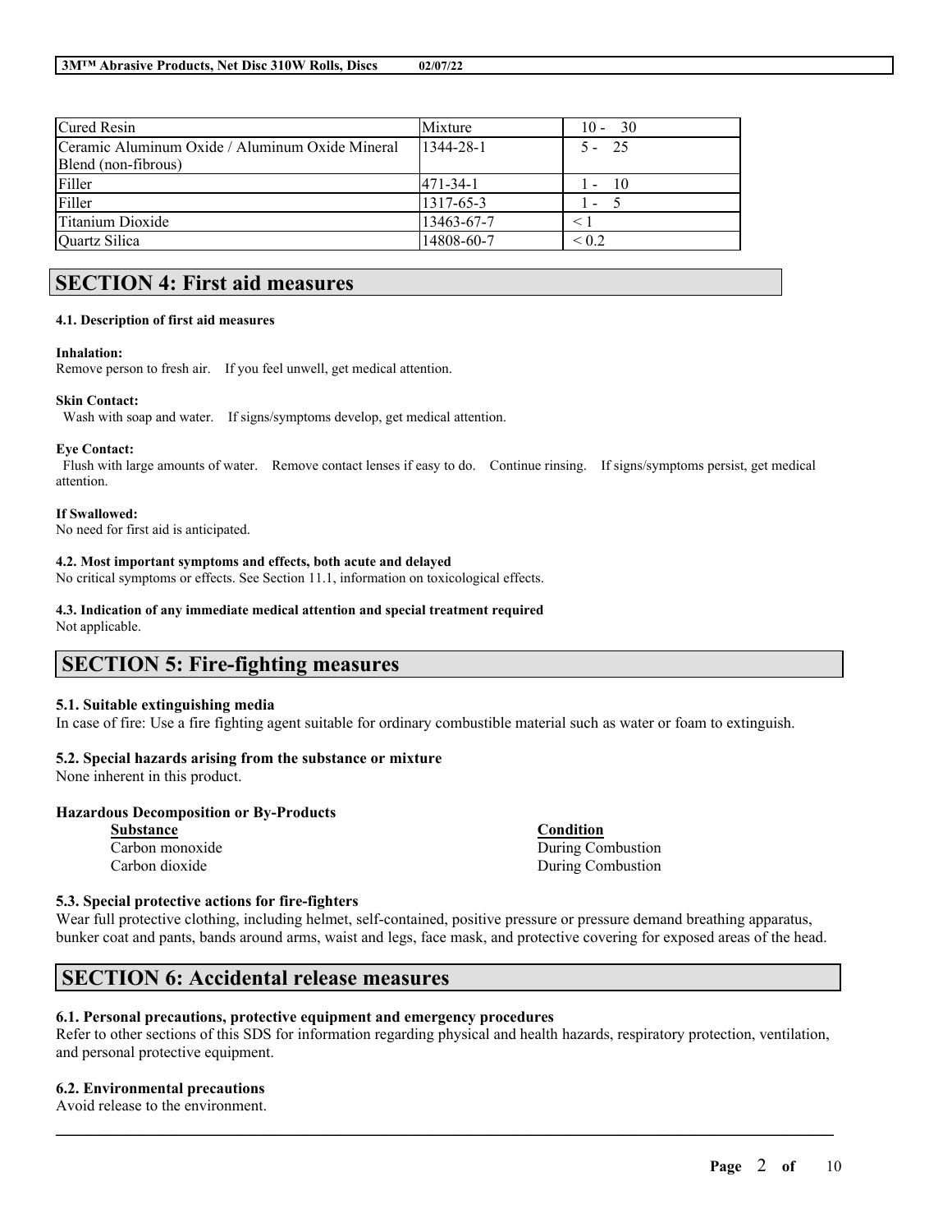| Cured Resin | Mixture | 10 - 30 |
|---|---|---|
| Ceramic Aluminum Oxide / Aluminum Oxide Mineral Blend (non-fibrous) | 1344-28-1 | 5 - 25 |
| Filler | 471-34-1 | 1 - 10 |
| Filler | 1317-65-3 | 1 - 5 |
| Titanium Dioxide | 13463-67-7 | < 1 |
| Quartz Silica | 14808-60-7 | < 0.2 |

## SECTION 4: First aid measures

### 4.1. Description of first aid measures

**Inhalation:**
Remove person to fresh air. If you feel unwell, get medical attention.

**Skin Contact:**
Wash with soap and water. If signs/symptoms develop, get medical attention.

**Eye Contact:**
Flush with large amounts of water. Remove contact lenses if easy to do. Continue rinsing. If signs/symptoms persist, get medical attention.

**If Swallowed:**
No need for first aid is anticipated.

### 4.2. Most important symptoms and effects, both acute and delayed

No critical symptoms or effects. See Section 11.1, information on toxicological effects.

### 4.3. Indication of any immediate medical attention and special treatment required

Not applicable.

## SECTION 5: Fire-fighting measures

### 5.1. Suitable extinguishing media

In case of fire: Use a fire fighting agent suitable for ordinary combustible material such as water or foam to extinguish.

### 5.2. Special hazards arising from the substance or mixture

None inherent in this product.

**Hazardous Decomposition or By-Products**

| Substance | Condition |
|---|---|
| Carbon monoxide | During Combustion |
| Carbon dioxide | During Combustion |

### 5.3. Special protective actions for fire-fighters

Wear full protective clothing, including helmet, self-contained, positive pressure or pressure demand breathing apparatus, bunker coat and pants, bands around arms, waist and legs, face mask, and protective covering for exposed areas of the head.

## SECTION 6: Accidental release measures

### 6.1. Personal precautions, protective equipment and emergency procedures

Refer to other sections of this SDS for information regarding physical and health hazards, respiratory protection, ventilation, and personal protective equipment.

### 6.2. Environmental precautions

Avoid release to the environment.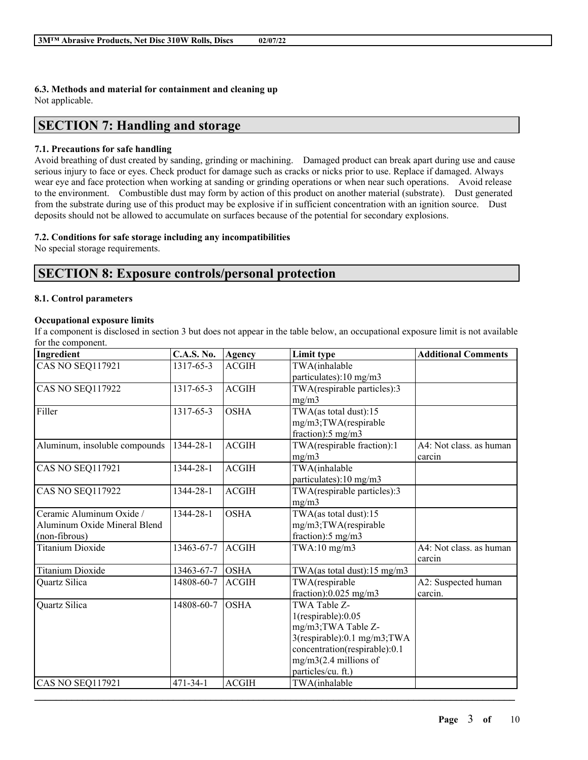### 6.3. Methods and material for containment and cleaning up

Not applicable.

## SECTION 7: Handling and storage

### 7.1. Precautions for safe handling

Avoid breathing of dust created by sanding, grinding or machining. Damaged product can break apart during use and cause serious injury to face or eyes. Check product for damage such as cracks or nicks prior to use. Replace if damaged. Always wear eye and face protection when working at sanding or grinding operations or when near such operations. Avoid release to the environment. Combustible dust may form by action of this product on another material (substrate). Dust generated from the substrate during use of this product may be explosive if in sufficient concentration with an ignition source. Dust deposits should not be allowed to accumulate on surfaces because of the potential for secondary explosions.

### 7.2. Conditions for safe storage including any incompatibilities

No special storage requirements.

## SECTION 8: Exposure controls/personal protection

### 8.1. Control parameters

**Occupational exposure limits**

If a component is disclosed in section 3 but does not appear in the table below, an occupational exposure limit is not available for the component.

| Ingredient | C.A.S. No. | Agency | Limit type | Additional Comments |
|---|---|---|---|---|
| CAS NO SEQ117921 | 1317-65-3 | ACGIH | TWA(inhalable particulates):10 mg/m3 | |
| CAS NO SEQ117922 | 1317-65-3 | ACGIH | TWA(respirable particles):3 mg/m3 | |
| Filler | 1317-65-3 | OSHA | TWA(as total dust):15 mg/m3;TWA(respirable fraction):5 mg/m3 | |
| Aluminum, insoluble compounds | 1344-28-1 | ACGIH | TWA(respirable fraction):1 mg/m3 | A4: Not class. as human carcin |
| CAS NO SEQ117921 | 1344-28-1 | ACGIH | TWA(inhalable particulates):10 mg/m3 | |
| CAS NO SEQ117922 | 1344-28-1 | ACGIH | TWA(respirable particles):3 mg/m3 | |
| Ceramic Aluminum Oxide / Aluminum Oxide Mineral Blend (non-fibrous) | 1344-28-1 | OSHA | TWA(as total dust):15 mg/m3;TWA(respirable fraction):5 mg/m3 | |
| Titanium Dioxide | 13463-67-7 | ACGIH | TWA:10 mg/m3 | A4: Not class. as human carcin |
| Titanium Dioxide | 13463-67-7 | OSHA | TWA(as total dust):15 mg/m3 | |
| Quartz Silica | 14808-60-7 | ACGIH | TWA(respirable fraction):0.025 mg/m3 | A2: Suspected human carcin. |
| Quartz Silica | 14808-60-7 | OSHA | TWA Table Z-1(respirable):0.05 mg/m3;TWA Table Z-3(respirable):0.1 mg/m3;TWA concentration(respirable):0.1 mg/m3(2.4 millions of particles/cu. ft.) | |
| CAS NO SEQ117921 | 471-34-1 | ACGIH | TWA(inhalable | |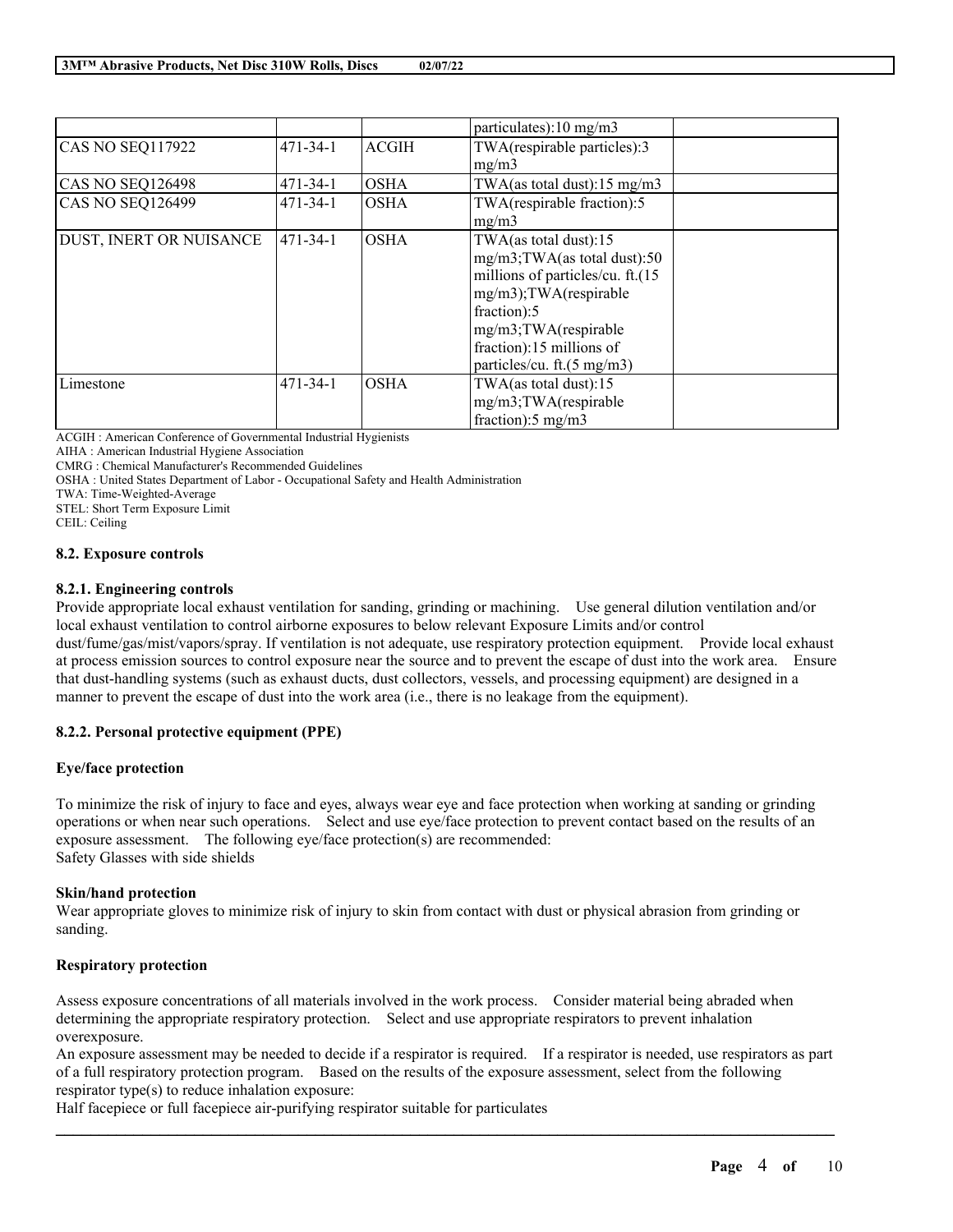| | | | particulates):10 mg/m3 | |
|---|---|---|---|---|
| CAS NO SEQ117922 | 471-34-1 | ACGIH | TWA(respirable particles):3 mg/m3 | |
| CAS NO SEQ126498 | 471-34-1 | OSHA | TWA(as total dust):15 mg/m3 | |
| CAS NO SEQ126499 | 471-34-1 | OSHA | TWA(respirable fraction):5 mg/m3 | |
| DUST, INERT OR NUISANCE | 471-34-1 | OSHA | TWA(as total dust):15 mg/m3;TWA(as total dust):50 millions of particles/cu. ft.(15 mg/m3);TWA(respirable fraction):5 mg/m3;TWA(respirable fraction):15 millions of particles/cu. ft.(5 mg/m3) | |
| Limestone | 471-34-1 | OSHA | TWA(as total dust):15 mg/m3;TWA(respirable fraction):5 mg/m3 | |

ACGIH : American Conference of Governmental Industrial Hygienists
AIHA : American Industrial Hygiene Association
CMRG : Chemical Manufacturer's Recommended Guidelines
OSHA : United States Department of Labor - Occupational Safety and Health Administration
TWA: Time-Weighted-Average
STEL: Short Term Exposure Limit
CEIL: Ceiling

### 8.2. Exposure controls

#### 8.2.1. Engineering controls

Provide appropriate local exhaust ventilation for sanding, grinding or machining. Use general dilution ventilation and/or local exhaust ventilation to control airborne exposures to below relevant Exposure Limits and/or control dust/fume/gas/mist/vapors/spray. If ventilation is not adequate, use respiratory protection equipment. Provide local exhaust at process emission sources to control exposure near the source and to prevent the escape of dust into the work area. Ensure that dust-handling systems (such as exhaust ducts, dust collectors, vessels, and processing equipment) are designed in a manner to prevent the escape of dust into the work area (i.e., there is no leakage from the equipment).

#### 8.2.2. Personal protective equipment (PPE)

**Eye/face protection**

To minimize the risk of injury to face and eyes, always wear eye and face protection when working at sanding or grinding operations or when near such operations. Select and use eye/face protection to prevent contact based on the results of an exposure assessment. The following eye/face protection(s) are recommended:
Safety Glasses with side shields

**Skin/hand protection**

Wear appropriate gloves to minimize risk of injury to skin from contact with dust or physical abrasion from grinding or sanding.

**Respiratory protection**

Assess exposure concentrations of all materials involved in the work process. Consider material being abraded when determining the appropriate respiratory protection. Select and use appropriate respirators to prevent inhalation overexposure.
An exposure assessment may be needed to decide if a respirator is required. If a respirator is needed, use respirators as part of a full respiratory protection program. Based on the results of the exposure assessment, select from the following respirator type(s) to reduce inhalation exposure:
Half facepiece or full facepiece air-purifying respirator suitable for particulates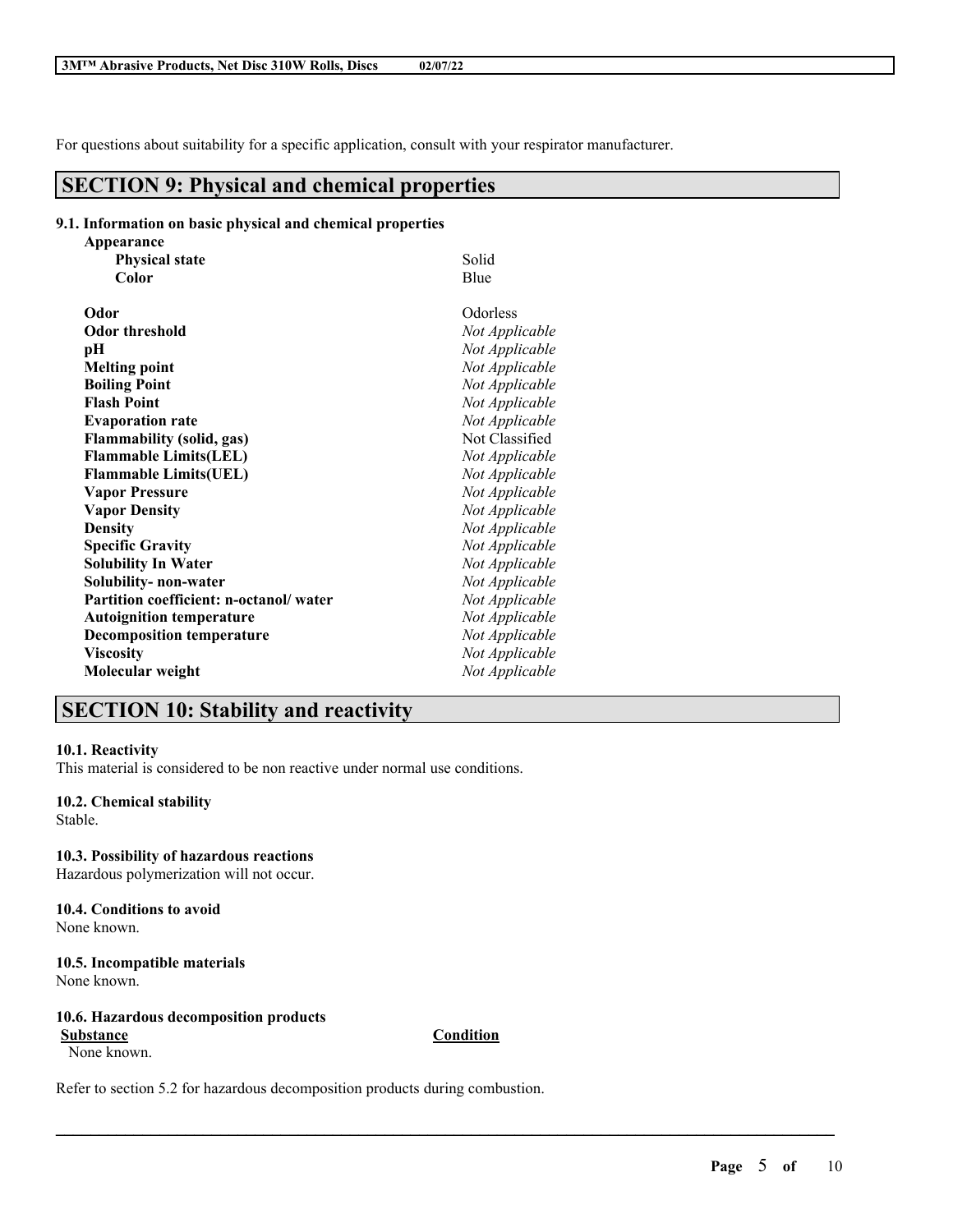For questions about suitability for a specific application, consult with your respirator manufacturer.

## SECTION 9: Physical and chemical properties

### 9.1. Information on basic physical and chemical properties

**Appearance**

| | |
|---|---|
| **Physical state** | Solid |
| **Color** | Blue |
| **Odor** | Odorless |
| **Odor threshold** | *Not Applicable* |
| **pH** | *Not Applicable* |
| **Melting point** | *Not Applicable* |
| **Boiling Point** | *Not Applicable* |
| **Flash Point** | *Not Applicable* |
| **Evaporation rate** | *Not Applicable* |
| **Flammability (solid, gas)** | Not Classified |
| **Flammable Limits(LEL)** | *Not Applicable* |
| **Flammable Limits(UEL)** | *Not Applicable* |
| **Vapor Pressure** | *Not Applicable* |
| **Vapor Density** | *Not Applicable* |
| **Density** | *Not Applicable* |
| **Specific Gravity** | *Not Applicable* |
| **Solubility In Water** | *Not Applicable* |
| **Solubility- non-water** | *Not Applicable* |
| **Partition coefficient: n-octanol/ water** | *Not Applicable* |
| **Autoignition temperature** | *Not Applicable* |
| **Decomposition temperature** | *Not Applicable* |
| **Viscosity** | *Not Applicable* |
| **Molecular weight** | *Not Applicable* |

## SECTION 10: Stability and reactivity

### 10.1. Reactivity
This material is considered to be non reactive under normal use conditions.

### 10.2. Chemical stability
Stable.

### 10.3. Possibility of hazardous reactions
Hazardous polymerization will not occur.

### 10.4. Conditions to avoid
None known.

### 10.5. Incompatible materials
None known.

### 10.6. Hazardous decomposition products

| Substance | Condition |
|---|---|
| None known. | |

Refer to section 5.2 for hazardous decomposition products during combustion.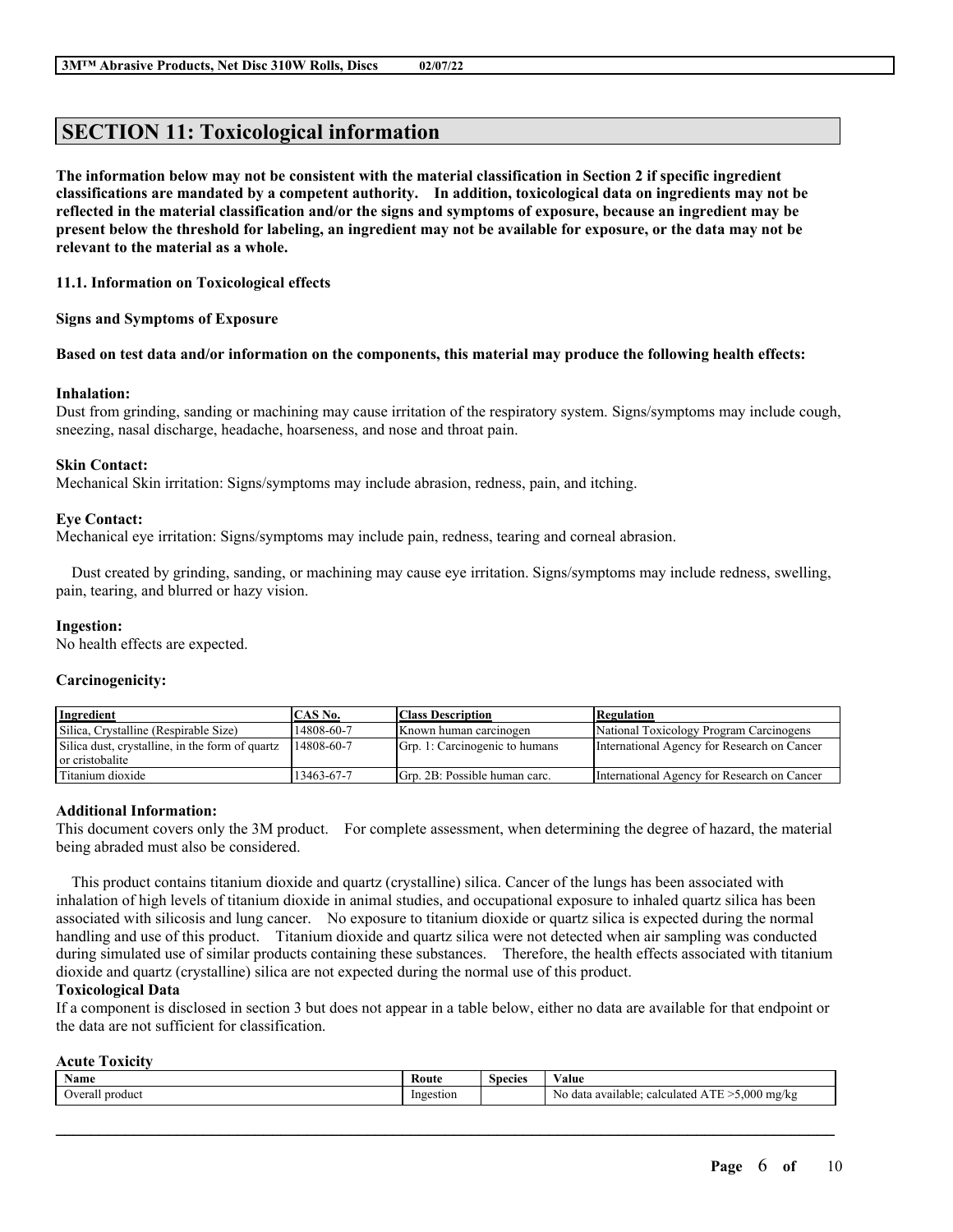## SECTION 11: Toxicological information

**The information below may not be consistent with the material classification in Section 2 if specific ingredient classifications are mandated by a competent authority. In addition, toxicological data on ingredients may not be reflected in the material classification and/or the signs and symptoms of exposure, because an ingredient may be present below the threshold for labeling, an ingredient may not be available for exposure, or the data may not be relevant to the material as a whole.**

**11.1. Information on Toxicological effects**

**Signs and Symptoms of Exposure**

**Based on test data and/or information on the components, this material may produce the following health effects:**

**Inhalation:**
Dust from grinding, sanding or machining may cause irritation of the respiratory system. Signs/symptoms may include cough, sneezing, nasal discharge, headache, hoarseness, and nose and throat pain.

**Skin Contact:**
Mechanical Skin irritation: Signs/symptoms may include abrasion, redness, pain, and itching.

**Eye Contact:**
Mechanical eye irritation: Signs/symptoms may include pain, redness, tearing and corneal abrasion.

Dust created by grinding, sanding, or machining may cause eye irritation. Signs/symptoms may include redness, swelling, pain, tearing, and blurred or hazy vision.

**Ingestion:**
No health effects are expected.

**Carcinogenicity:**

| Ingredient | CAS No. | Class Description | Regulation |
|---|---|---|---|
| Silica, Crystalline (Respirable Size) | 14808-60-7 | Known human carcinogen | National Toxicology Program Carcinogens |
| Silica dust, crystalline, in the form of quartz or cristobalite | 14808-60-7 | Grp. 1: Carcinogenic to humans | International Agency for Research on Cancer |
| Titanium dioxide | 13463-67-7 | Grp. 2B: Possible human carc. | International Agency for Research on Cancer |

**Additional Information:**
This document covers only the 3M product. For complete assessment, when determining the degree of hazard, the material being abraded must also be considered.

This product contains titanium dioxide and quartz (crystalline) silica. Cancer of the lungs has been associated with inhalation of high levels of titanium dioxide in animal studies, and occupational exposure to inhaled quartz silica has been associated with silicosis and lung cancer. No exposure to titanium dioxide or quartz silica is expected during the normal handling and use of this product. Titanium dioxide and quartz silica were not detected when air sampling was conducted during simulated use of similar products containing these substances. Therefore, the health effects associated with titanium dioxide and quartz (crystalline) silica are not expected during the normal use of this product.

**Toxicological Data**
If a component is disclosed in section 3 but does not appear in a table below, either no data are available for that endpoint or the data are not sufficient for classification.

**Acute Toxicity**

| Name | Route | Species | Value |
|---|---|---|---|
| Overall product | Ingestion | | No data available; calculated ATE >5,000 mg/kg |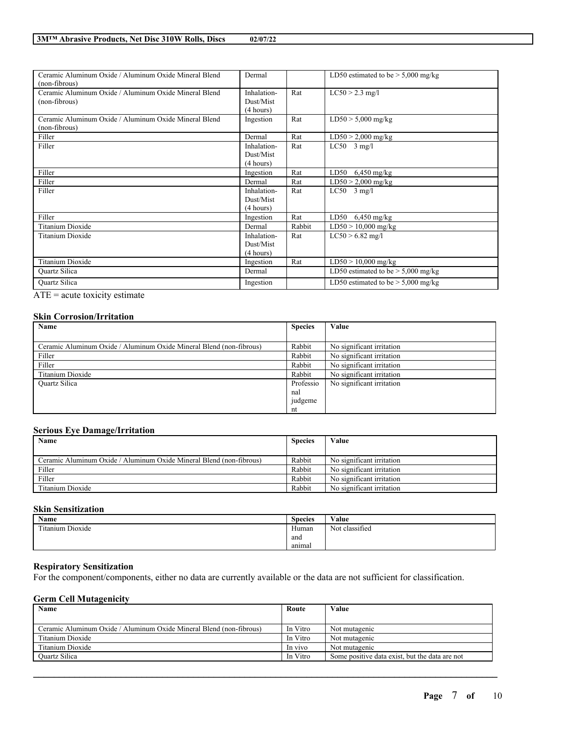| Ceramic Aluminum Oxide / Aluminum Oxide Mineral Blend (non-fibrous) | Dermal | | LD50 estimated to be > 5,000 mg/kg |
|---|---|---|---|
| Ceramic Aluminum Oxide / Aluminum Oxide Mineral Blend (non-fibrous) | Inhalation-Dust/Mist (4 hours) | Rat | LC50 > 2.3 mg/l |
| Ceramic Aluminum Oxide / Aluminum Oxide Mineral Blend (non-fibrous) | Ingestion | Rat | LD50 > 5,000 mg/kg |
| Filler | Dermal | Rat | LD50 > 2,000 mg/kg |
| Filler | Inhalation-Dust/Mist (4 hours) | Rat | LC50 3 mg/l |
| Filler | Ingestion | Rat | LD50 6,450 mg/kg |
| Filler | Dermal | Rat | LD50 > 2,000 mg/kg |
| Filler | Inhalation-Dust/Mist (4 hours) | Rat | LC50 3 mg/l |
| Filler | Ingestion | Rat | LD50 6,450 mg/kg |
| Titanium Dioxide | Dermal | Rabbit | LD50 > 10,000 mg/kg |
| Titanium Dioxide | Inhalation-Dust/Mist (4 hours) | Rat | LC50 > 6.82 mg/l |
| Titanium Dioxide | Ingestion | Rat | LD50 > 10,000 mg/kg |
| Quartz Silica | Dermal | | LD50 estimated to be > 5,000 mg/kg |
| Quartz Silica | Ingestion | | LD50 estimated to be > 5,000 mg/kg |

ATE = acute toxicity estimate

### Skin Corrosion/Irritation

| Name | Species | Value |
|---|---|---|
| Ceramic Aluminum Oxide / Aluminum Oxide Mineral Blend (non-fibrous) | Rabbit | No significant irritation |
| Filler | Rabbit | No significant irritation |
| Filler | Rabbit | No significant irritation |
| Titanium Dioxide | Rabbit | No significant irritation |
| Quartz Silica | Professional judgement | No significant irritation |

### Serious Eye Damage/Irritation

| Name | Species | Value |
|---|---|---|
| Ceramic Aluminum Oxide / Aluminum Oxide Mineral Blend (non-fibrous) | Rabbit | No significant irritation |
| Filler | Rabbit | No significant irritation |
| Filler | Rabbit | No significant irritation |
| Titanium Dioxide | Rabbit | No significant irritation |

### Skin Sensitization

| Name | Species | Value |
|---|---|---|
| Titanium Dioxide | Human and animal | Not classified |

### Respiratory Sensitization

For the component/components, either no data are currently available or the data are not sufficient for classification.

### Germ Cell Mutagenicity

| Name | Route | Value |
|---|---|---|
| Ceramic Aluminum Oxide / Aluminum Oxide Mineral Blend (non-fibrous) | In Vitro | Not mutagenic |
| Titanium Dioxide | In Vitro | Not mutagenic |
| Titanium Dioxide | In vivo | Not mutagenic |
| Quartz Silica | In Vitro | Some positive data exist, but the data are not |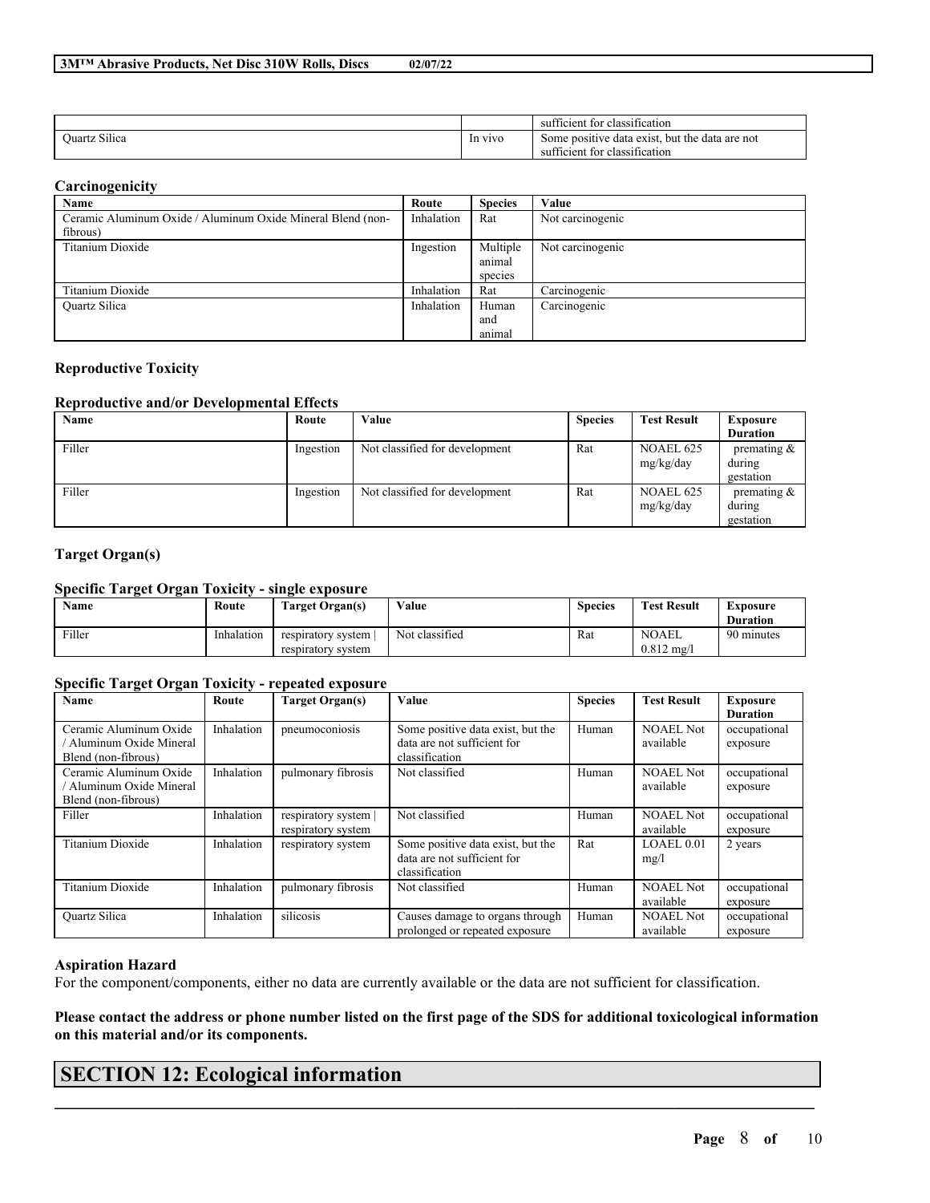| | | sufficient for classification |
|---|---|---|
| Quartz Silica | In vivo | Some positive data exist, but the data are not sufficient for classification |

**Carcinogenicity**

| Name | Route | Species | Value |
|---|---|---|---|
| Ceramic Aluminum Oxide / Aluminum Oxide Mineral Blend (non-fibrous) | Inhalation | Rat | Not carcinogenic |
| Titanium Dioxide | Ingestion | Multiple animal species | Not carcinogenic |
| Titanium Dioxide | Inhalation | Rat | Carcinogenic |
| Quartz Silica | Inhalation | Human and animal | Carcinogenic |

**Reproductive Toxicity**

**Reproductive and/or Developmental Effects**

| Name | Route | Value | Species | Test Result | Exposure Duration |
|---|---|---|---|---|---|
| Filler | Ingestion | Not classified for development | Rat | NOAEL 625 mg/kg/day | premating & during gestation |
| Filler | Ingestion | Not classified for development | Rat | NOAEL 625 mg/kg/day | premating & during gestation |

**Target Organ(s)**

**Specific Target Organ Toxicity - single exposure**

| Name | Route | Target Organ(s) | Value | Species | Test Result | Exposure Duration |
|---|---|---|---|---|---|---|
| Filler | Inhalation | respiratory system \| respiratory system | Not classified | Rat | NOAEL 0.812 mg/l | 90 minutes |

**Specific Target Organ Toxicity - repeated exposure**

| Name | Route | Target Organ(s) | Value | Species | Test Result | Exposure Duration |
|---|---|---|---|---|---|---|
| Ceramic Aluminum Oxide / Aluminum Oxide Mineral Blend (non-fibrous) | Inhalation | pneumoconiosis | Some positive data exist, but the data are not sufficient for classification | Human | NOAEL Not available | occupational exposure |
| Ceramic Aluminum Oxide / Aluminum Oxide Mineral Blend (non-fibrous) | Inhalation | pulmonary fibrosis | Not classified | Human | NOAEL Not available | occupational exposure |
| Filler | Inhalation | respiratory system \| respiratory system | Not classified | Human | NOAEL Not available | occupational exposure |
| Titanium Dioxide | Inhalation | respiratory system | Some positive data exist, but the data are not sufficient for classification | Rat | LOAEL 0.01 mg/l | 2 years |
| Titanium Dioxide | Inhalation | pulmonary fibrosis | Not classified | Human | NOAEL Not available | occupational exposure |
| Quartz Silica | Inhalation | silicosis | Causes damage to organs through prolonged or repeated exposure | Human | NOAEL Not available | occupational exposure |

**Aspiration Hazard**

For the component/components, either no data are currently available or the data are not sufficient for classification.

**Please contact the address or phone number listed on the first page of the SDS for additional toxicological information on this material and/or its components.**

# SECTION 12: Ecological information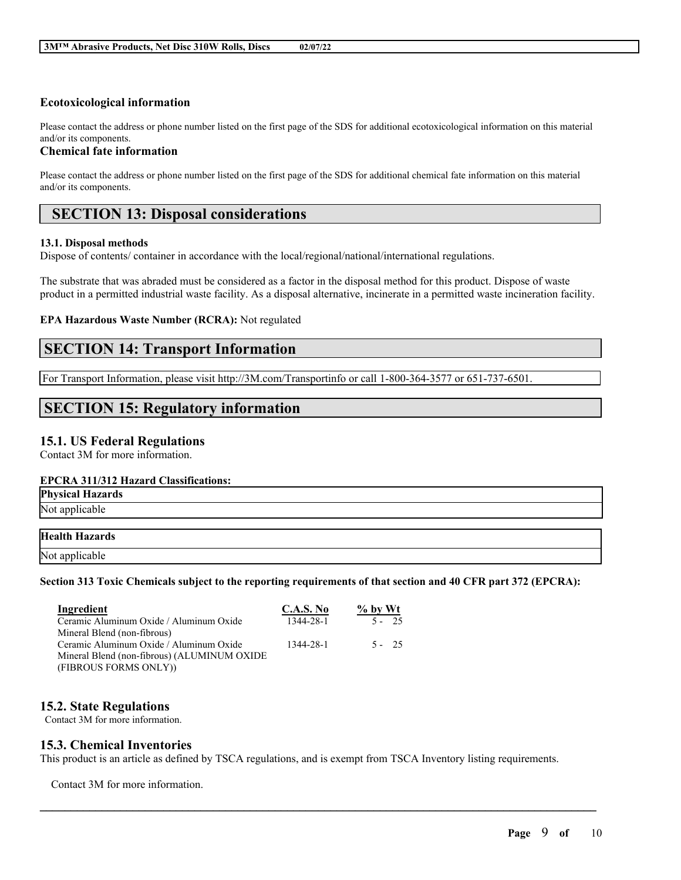### Ecotoxicological information

Please contact the address or phone number listed on the first page of the SDS for additional ecotoxicological information on this material and/or its components.

### Chemical fate information

Please contact the address or phone number listed on the first page of the SDS for additional chemical fate information on this material and/or its components.

## SECTION 13: Disposal considerations

**13.1. Disposal methods**

Dispose of contents/ container in accordance with the local/regional/national/international regulations.

The substrate that was abraded must be considered as a factor in the disposal method for this product. Dispose of waste product in a permitted industrial waste facility. As a disposal alternative, incinerate in a permitted waste incineration facility.

**EPA Hazardous Waste Number (RCRA):** Not regulated

## SECTION 14: Transport Information

For Transport Information, please visit http://3M.com/Transportinfo or call 1-800-364-3577 or 651-737-6501.

## SECTION 15: Regulatory information

### 15.1. US Federal Regulations

Contact 3M for more information.

**EPCRA 311/312 Hazard Classifications:**

| Physical Hazards |
|---|
| Not applicable |

| Health Hazards |
|---|
| Not applicable |

**Section 313 Toxic Chemicals subject to the reporting requirements of that section and 40 CFR part 372 (EPCRA):**

| Ingredient | C.A.S. No | % by Wt |
|---|---|---|
| Ceramic Aluminum Oxide / Aluminum Oxide Mineral Blend (non-fibrous) | 1344-28-1 | 5 - 25 |
| Ceramic Aluminum Oxide / Aluminum Oxide Mineral Blend (non-fibrous) (ALUMINUM OXIDE (FIBROUS FORMS ONLY)) | 1344-28-1 | 5 - 25 |

### 15.2. State Regulations

Contact 3M for more information.

### 15.3. Chemical Inventories

This product is an article as defined by TSCA regulations, and is exempt from TSCA Inventory listing requirements.

Contact 3M for more information.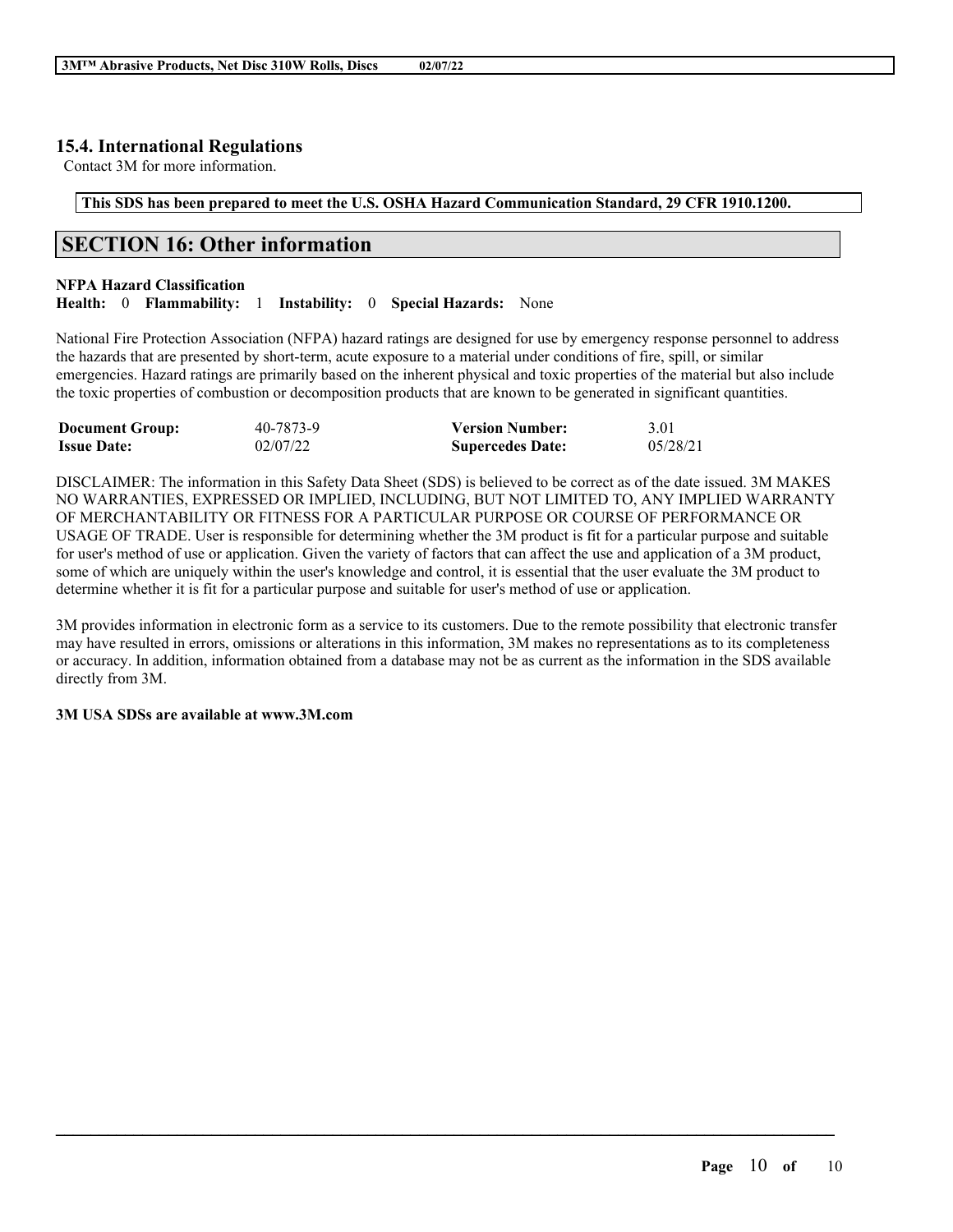### 15.4. International Regulations

Contact 3M for more information.

**This SDS has been prepared to meet the U.S. OSHA Hazard Communication Standard, 29 CFR 1910.1200.**

## SECTION 16: Other information

**NFPA Hazard Classification**
**Health:** 0 **Flammability:** 1 **Instability:** 0 **Special Hazards:** None

National Fire Protection Association (NFPA) hazard ratings are designed for use by emergency response personnel to address the hazards that are presented by short-term, acute exposure to a material under conditions of fire, spill, or similar emergencies. Hazard ratings are primarily based on the inherent physical and toxic properties of the material but also include the toxic properties of combustion or decomposition products that are known to be generated in significant quantities.

| | | | |
|---|---|---|---|
| **Document Group:** | 40-7873-9 | **Version Number:** | 3.01 |
| **Issue Date:** | 02/07/22 | **Supercedes Date:** | 05/28/21 |

DISCLAIMER: The information in this Safety Data Sheet (SDS) is believed to be correct as of the date issued. 3M MAKES NO WARRANTIES, EXPRESSED OR IMPLIED, INCLUDING, BUT NOT LIMITED TO, ANY IMPLIED WARRANTY OF MERCHANTABILITY OR FITNESS FOR A PARTICULAR PURPOSE OR COURSE OF PERFORMANCE OR USAGE OF TRADE. User is responsible for determining whether the 3M product is fit for a particular purpose and suitable for user's method of use or application. Given the variety of factors that can affect the use and application of a 3M product, some of which are uniquely within the user's knowledge and control, it is essential that the user evaluate the 3M product to determine whether it is fit for a particular purpose and suitable for user's method of use or application.

3M provides information in electronic form as a service to its customers. Due to the remote possibility that electronic transfer may have resulted in errors, omissions or alterations in this information, 3M makes no representations as to its completeness or accuracy. In addition, information obtained from a database may not be as current as the information in the SDS available directly from 3M.

**3M USA SDSs are available at www.3M.com**